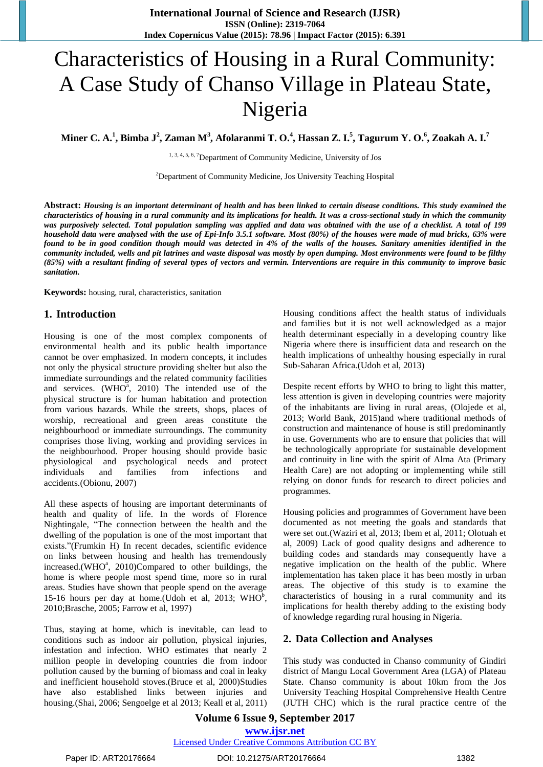# Characteristics of Housing in a Rural Community: A Case Study of Chanso Village in Plateau State, Nigeria

**Miner C. A.[1], Bimba J[2], Zaman M[3], Afolaranmi T. O.[4], Hassan Z. I.[5], Tagurum Y. O.[6], Zoakah A. I.[7]**

[1, 3, 4, 5, 6, 7]Department of Community Medicine, University of Jos

[2]Department of Community Medicine, Jos University Teaching Hospital

**Abstract:** ***Housing is an important determinant of health and has been linked to certain disease conditions. This study examined the characteristics of housing in a rural community and its implications for health. It was a cross-sectional study in which the community was purposively selected. Total population sampling was applied and data was obtained with the use of a checklist. A total of 199 household data were analysed with the use of Epi-Info 3.5.1 software. Most (80%) of the houses were made of mud bricks, 63% were found to be in good condition though mould was detected in 4% of the walls of the houses. Sanitary amenities identified in the community included, wells and pit latrines and waste disposal was mostly by open dumping. Most environments were found to be filthy (85%) with a resultant finding of several types of vectors and vermin. Interventions are require in this community to improve basic sanitation.***

**Keywords:** housing, rural, characteristics, sanitation

## 1. Introduction

Housing is one of the most complex components of environmental health and its public health importance cannot be over emphasized. In modern concepts, it includes not only the physical structure providing shelter but also the immediate surroundings and the related community facilities and services. (WHO[a], 2010) The intended use of the physical structure is for human habitation and protection from various hazards. While the streets, shops, places of worship, recreational and green areas constitute the neighbourhood or immediate surroundings. The community comprises those living, working and providing services in the neighbourhood. Proper housing should provide basic physiological and psychological needs and protect individuals and families from infections and accidents.(Obionu, 2007)

All these aspects of housing are important determinants of health and quality of life. In the words of Florence Nightingale, "The connection between the health and the dwelling of the population is one of the most important that exists."(Frumkin H) In recent decades, scientific evidence on links between housing and health has tremendously increased.(WHO[a], 2010)Compared to other buildings, the home is where people most spend time, more so in rural areas. Studies have shown that people spend on the average 15-16 hours per day at home.(Udoh et al, 2013; WHO[b], 2010;Brasche, 2005; Farrow et al, 1997)

Thus, staying at home, which is inevitable, can lead to conditions such as indoor air pollution, physical injuries, infestation and infection. WHO estimates that nearly 2 million people in developing countries die from indoor pollution caused by the burning of biomass and coal in leaky and inefficient household stoves.(Bruce et al, 2000)Studies have also established links between injuries and housing.(Shai, 2006; Sengoelge et al 2013; Keall et al, 2011) Housing conditions affect the health status of individuals and families but it is not well acknowledged as a major health determinant especially in a developing country like Nigeria where there is insufficient data and research on the health implications of unhealthy housing especially in rural Sub-Saharan Africa.(Udoh et al, 2013)

Despite recent efforts by WHO to bring to light this matter, less attention is given in developing countries were majority of the inhabitants are living in rural areas, (Olojede et al, 2013; World Bank, 2015)and where traditional methods of construction and maintenance of house is still predominantly in use. Governments who are to ensure that policies that will be technologically appropriate for sustainable development and continuity in line with the spirit of Alma Ata (Primary Health Care) are not adopting or implementing while still relying on donor funds for research to direct policies and programmes.

Housing policies and programmes of Government have been documented as not meeting the goals and standards that were set out.(Waziri et al, 2013; Ibem et al, 2011; Olotuah et al, 2009) Lack of good quality designs and adherence to building codes and standards may consequently have a negative implication on the health of the public. Where implementation has taken place it has been mostly in urban areas. The objective of this study is to examine the characteristics of housing in a rural community and its implications for health thereby adding to the existing body of knowledge regarding rural housing in Nigeria.

## 2. Data Collection and Analyses

This study was conducted in Chanso community of Gindiri district of Mangu Local Government Area (LGA) of Plateau State. Chanso community is about 10km from the Jos University Teaching Hospital Comprehensive Health Centre (JUTH CHC) which is the rural practice centre of the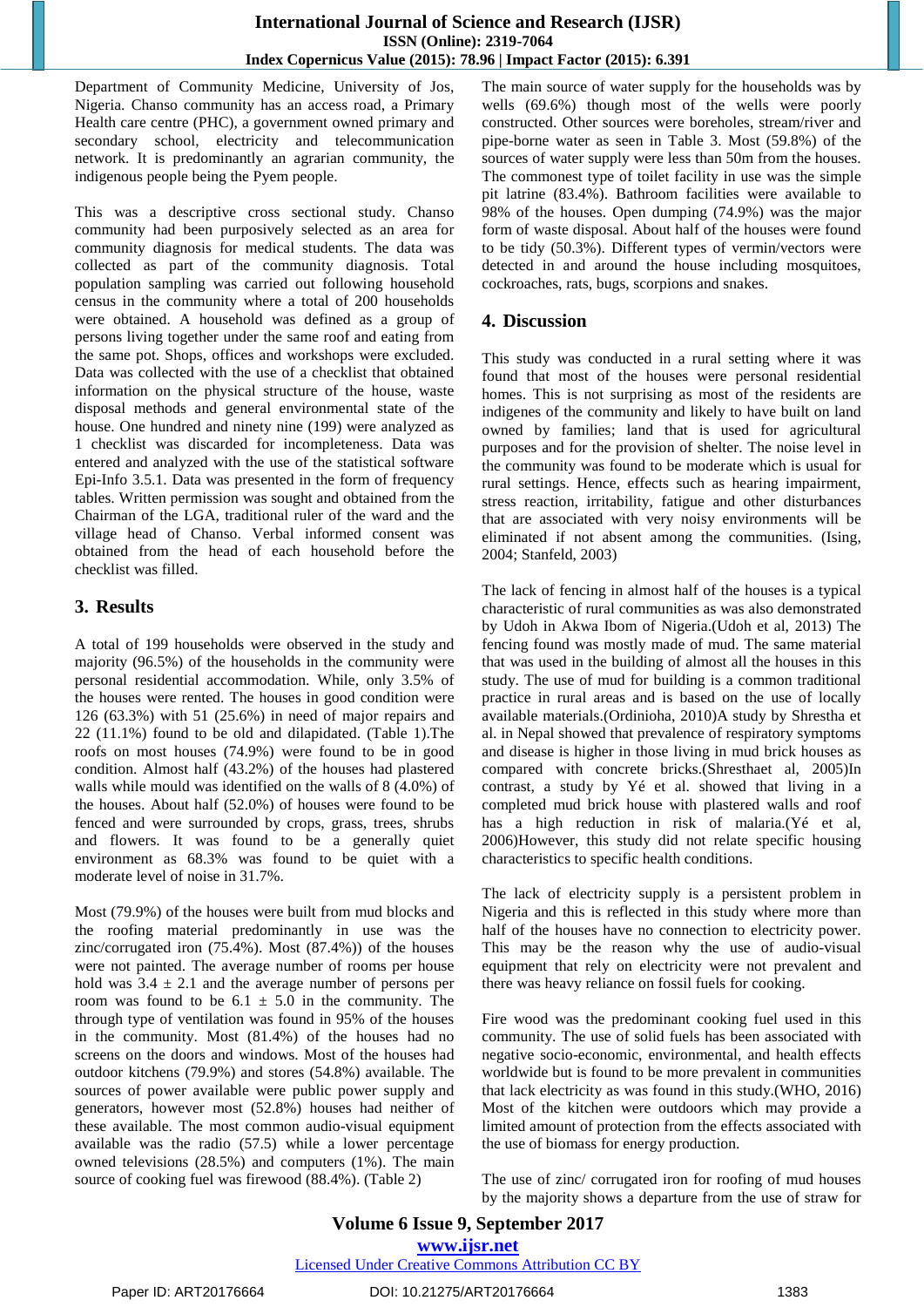Department of Community Medicine, University of Jos, Nigeria. Chanso community has an access road, a Primary Health care centre (PHC), a government owned primary and secondary school, electricity and telecommunication network. It is predominantly an agrarian community, the indigenous people being the Pyem people.

This was a descriptive cross sectional study. Chanso community had been purposively selected as an area for community diagnosis for medical students. The data was collected as part of the community diagnosis. Total population sampling was carried out following household census in the community where a total of 200 households were obtained. A household was defined as a group of persons living together under the same roof and eating from the same pot. Shops, offices and workshops were excluded. Data was collected with the use of a checklist that obtained information on the physical structure of the house, waste disposal methods and general environmental state of the house. One hundred and ninety nine (199) were analyzed as 1 checklist was discarded for incompleteness. Data was entered and analyzed with the use of the statistical software Epi-Info 3.5.1. Data was presented in the form of frequency tables. Written permission was sought and obtained from the Chairman of the LGA, traditional ruler of the ward and the village head of Chanso. Verbal informed consent was obtained from the head of each household before the checklist was filled.

## 3. Results

A total of 199 households were observed in the study and majority (96.5%) of the households in the community were personal residential accommodation. While, only 3.5% of the houses were rented. The houses in good condition were 126 (63.3%) with 51 (25.6%) in need of major repairs and 22 (11.1%) found to be old and dilapidated. (Table 1).The roofs on most houses (74.9%) were found to be in good condition. Almost half (43.2%) of the houses had plastered walls while mould was identified on the walls of 8 (4.0%) of the houses. About half (52.0%) of houses were found to be fenced and were surrounded by crops, grass, trees, shrubs and flowers. It was found to be a generally quiet environment as 68.3% was found to be quiet with a moderate level of noise in 31.7%.

Most (79.9%) of the houses were built from mud blocks and the roofing material predominantly in use was the zinc/corrugated iron (75.4%). Most (87.4%)) of the houses were not painted. The average number of rooms per house hold was 3.4 ± 2.1 and the average number of persons per room was found to be 6.1 ± 5.0 in the community. The through type of ventilation was found in 95% of the houses in the community. Most (81.4%) of the houses had no screens on the doors and windows. Most of the houses had outdoor kitchens (79.9%) and stores (54.8%) available. The sources of power available were public power supply and generators, however most (52.8%) houses had neither of these available. The most common audio-visual equipment available was the radio (57.5) while a lower percentage owned televisions (28.5%) and computers (1%). The main source of cooking fuel was firewood (88.4%). (Table 2)

The main source of water supply for the households was by wells (69.6%) though most of the wells were poorly constructed. Other sources were boreholes, stream/river and pipe-borne water as seen in Table 3. Most (59.8%) of the sources of water supply were less than 50m from the houses. The commonest type of toilet facility in use was the simple pit latrine (83.4%). Bathroom facilities were available to 98% of the houses. Open dumping (74.9%) was the major form of waste disposal. About half of the houses were found to be tidy (50.3%). Different types of vermin/vectors were detected in and around the house including mosquitoes, cockroaches, rats, bugs, scorpions and snakes.

## 4. Discussion

This study was conducted in a rural setting where it was found that most of the houses were personal residential homes. This is not surprising as most of the residents are indigenes of the community and likely to have built on land owned by families; land that is used for agricultural purposes and for the provision of shelter. The noise level in the community was found to be moderate which is usual for rural settings. Hence, effects such as hearing impairment, stress reaction, irritability, fatigue and other disturbances that are associated with very noisy environments will be eliminated if not absent among the communities. (Ising, 2004; Stanfeld, 2003)

The lack of fencing in almost half of the houses is a typical characteristic of rural communities as was also demonstrated by Udoh in Akwa Ibom of Nigeria.(Udoh et al, 2013) The fencing found was mostly made of mud. The same material that was used in the building of almost all the houses in this study. The use of mud for building is a common traditional practice in rural areas and is based on the use of locally available materials.(Ordinioha, 2010)A study by Shrestha et al. in Nepal showed that prevalence of respiratory symptoms and disease is higher in those living in mud brick houses as compared with concrete bricks.(Shresthaet al, 2005)In contrast, a study by Yé et al. showed that living in a completed mud brick house with plastered walls and roof has a high reduction in risk of malaria.(Yé et al, 2006)However, this study did not relate specific housing characteristics to specific health conditions.

The lack of electricity supply is a persistent problem in Nigeria and this is reflected in this study where more than half of the houses have no connection to electricity power. This may be the reason why the use of audio-visual equipment that rely on electricity were not prevalent and there was heavy reliance on fossil fuels for cooking.

Fire wood was the predominant cooking fuel used in this community. The use of solid fuels has been associated with negative socio-economic, environmental, and health effects worldwide but is found to be more prevalent in communities that lack electricity as was found in this study.(WHO, 2016) Most of the kitchen were outdoors which may provide a limited amount of protection from the effects associated with the use of biomass for energy production.

The use of zinc/ corrugated iron for roofing of mud houses by the majority shows a departure from the use of straw for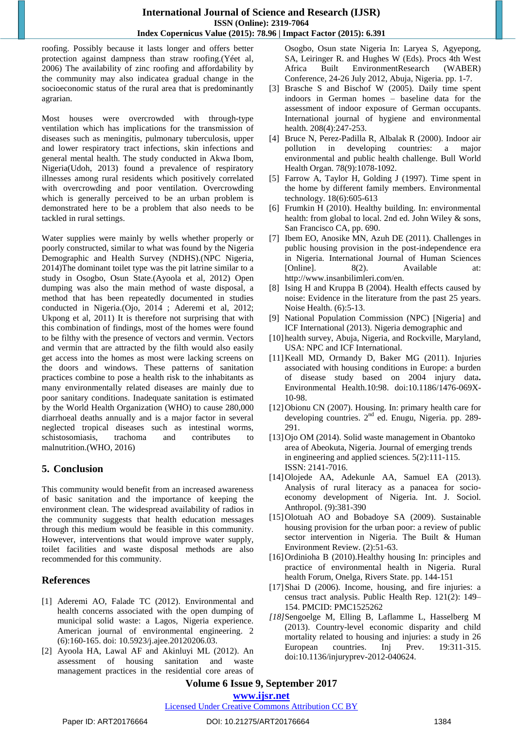roofing. Possibly because it lasts longer and offers better protection against dampness than straw roofing.(Yéet al, 2006) The availability of zinc roofing and affordability by the community may also indicatea gradual change in the socioeconomic status of the rural area that is predominantly agrarian.

Most houses were overcrowded with through-type ventilation which has implications for the transmission of diseases such as meningitis, pulmonary tuberculosis, upper and lower respiratory tract infections, skin infections and general mental health. The study conducted in Akwa Ibom, Nigeria(Udoh, 2013) found a prevalence of respiratory illnesses among rural residents which positively correlated with overcrowding and poor ventilation. Overcrowding which is generally perceived to be an urban problem is demonstrated here to be a problem that also needs to be tackled in rural settings.

Water supplies were mainly by wells whether properly or poorly constructed, similar to what was found by the Nigeria Demographic and Health Survey (NDHS).(NPC Nigeria, 2014)The dominant toilet type was the pit latrine similar to a study in Osogbo, Osun State.(Ayoola et al, 2012) Open dumping was also the main method of waste disposal, a method that has been repeatedly documented in studies conducted in Nigeria.(Ojo, 2014 ; Aderemi et al, 2012; Ukpong et al, 2011) It is therefore not surprising that with this combination of findings, most of the homes were found to be filthy with the presence of vectors and vermin. Vectors and vermin that are attracted by the filth would also easily get access into the homes as most were lacking screens on the doors and windows. These patterns of sanitation practices combine to pose a health risk to the inhabitants as many environmentally related diseases are mainly due to poor sanitary conditions. Inadequate sanitation is estimated by the World Health Organization (WHO) to cause 280,000 diarrhoeal deaths annually and is a major factor in several neglected tropical diseases such as intestinal worms, schistosomiasis, trachoma and contributes to malnutrition.(WHO, 2016)

## 5. Conclusion

This community would benefit from an increased awareness of basic sanitation and the importance of keeping the environment clean. The widespread availability of radios in the community suggests that health education messages through this medium would be feasible in this community. However, interventions that would improve water supply, toilet facilities and waste disposal methods are also recommended for this community.

## References

[1] Aderemi AO, Falade TC (2012). Environmental and health concerns associated with the open dumping of municipal solid waste: a Lagos, Nigeria experience. American journal of environmental engineering. 2 (6):160-165. doi: 10.5923/j.ajee.20120206.03.

[2] Ayoola HA, Lawal AF and Akinluyi ML (2012). An assessment of housing sanitation and waste management practices in the residential core areas of Osogbo, Osun state Nigeria In: Laryea S, Agyepong, SA, Leiringer R. and Hughes W (Eds). Procs 4th West Africa Built EnvironmentResearch (WABER) Conference, 24-26 July 2012, Abuja, Nigeria. pp. 1-7.

[3] Brasche S and Bischof W (2005). Daily time spent indoors in German homes – baseline data for the assessment of indoor exposure of German occupants. International journal of hygiene and environmental health. 208(4):247-253.

[4] Bruce N, Perez-Padilla R, Albalak R (2000). Indoor air pollution in developing countries: a major environmental and public health challenge. Bull World Health Organ. 78(9):1078-1092.

[5] Farrow A, Taylor H, Golding J (1997). Time spent in the home by different family members. Environmental technology. 18(6):605-613

[6] Frumkin H (2010). Healthy building. In: environmental health: from global to local. 2nd ed. John Wiley & sons, San Francisco CA, pp. 690.

[7] Ibem EO, Anosike MN, Azuh DE (2011). Challenges in public housing provision in the post-independence era in Nigeria. International Journal of Human Sciences [Online]. 8(2). Available at: http://www.insanbilimleri.com/en.

[8] Ising H and Kruppa B (2004). Health effects caused by noise: Evidence in the literature from the past 25 years. Noise Health. (6):5-13.

[9] National Population Commission (NPC) [Nigeria] and ICF International (2013). Nigeria demographic and

[10] health survey, Abuja, Nigeria, and Rockville, Maryland, USA: NPC and ICF International.

[11] Keall MD, Ormandy D, Baker MG (2011). Injuries associated with housing conditions in Europe: a burden of disease study based on 2004 injury data. Environmental Health.10:98. doi:10.1186/1476-069X-10-98.

[12] Obionu CN (2007). Housing. In: primary health care for developing countries. 2nd ed. Enugu, Nigeria. pp. 289-291.

[13] Ojo OM (2014). Solid waste management in Obantoko area of Abeokuta, Nigeria. Journal of emerging trends in engineering and applied sciences. 5(2):111-115. ISSN: 2141-7016.

[14] Olojede AA, Adekunle AA, Samuel EA (2013). Analysis of rural literacy as a panacea for socio-economy development of Nigeria. Int. J. Sociol. Anthropol. (9):381-390

[15] Olotuah AO and Bobadoye SA (2009). Sustainable housing provision for the urban poor: a review of public sector intervention in Nigeria. The Built & Human Environment Review. (2):51-63.

[16] Ordinioha B (2010).Healthy housing In: principles and practice of environmental health in Nigeria. Rural health Forum, Onelga, Rivers State. pp. 144-151

[17] Shai D (2006). Income, housing, and fire injuries: a census tract analysis. Public Health Rep. 121(2): 149–154. PMCID: PMC1525262

[18] Sengoelge M, Elling B, Laflamme L, Hasselberg M (2013). Country-level economic disparity and child mortality related to housing and injuries: a study in 26 European countries. Inj Prev. 19:311-315. doi:10.1136/injuryprev-2012-040624.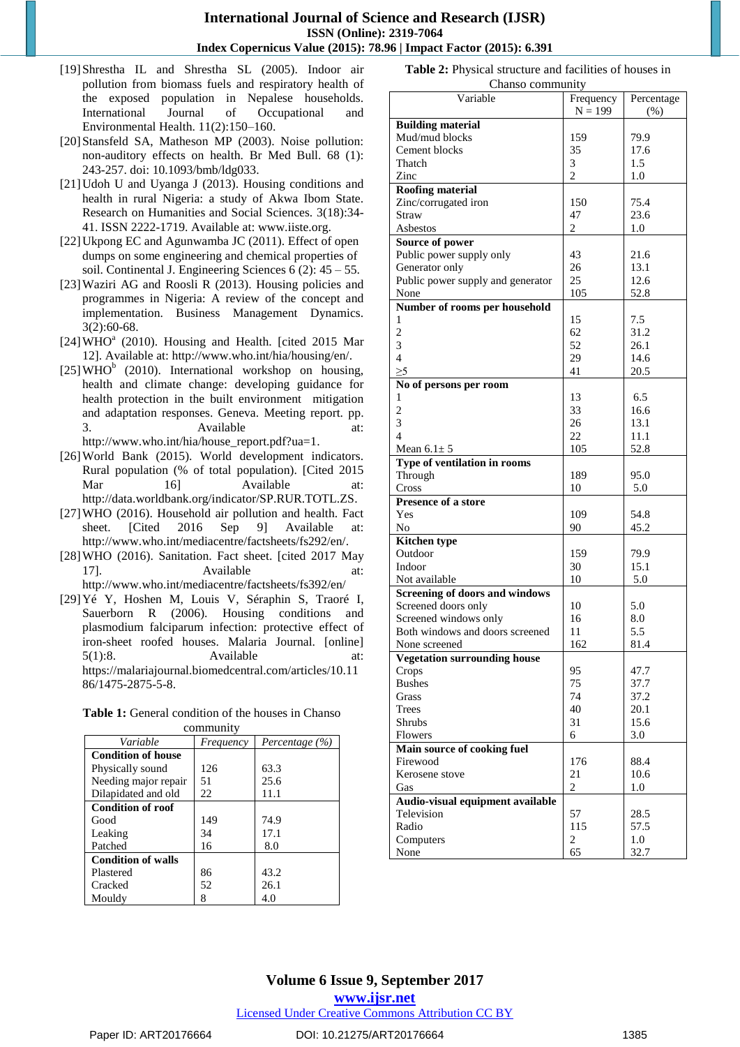[19] Shrestha IL and Shrestha SL (2005). Indoor air pollution from biomass fuels and respiratory health of the exposed population in Nepalese households. International Journal of Occupational and Environmental Health. 11(2):150–160.

[20] Stansfeld SA, Matheson MP (2003). Noise pollution: non-auditory effects on health. Br Med Bull. 68 (1): 243-257. doi: 10.1093/bmb/ldg033.

[21] Udoh U and Uyanga J (2013). Housing conditions and health in rural Nigeria: a study of Akwa Ibom State. Research on Humanities and Social Sciences. 3(18):34-41. ISSN 2222-1719. Available at: www.iiste.org.

[22] Ukpong EC and Agunwamba JC (2011). Effect of open dumps on some engineering and chemical properties of soil. Continental J. Engineering Sciences 6 (2): 45 – 55.

[23] Waziri AG and Roosli R (2013). Housing policies and programmes in Nigeria: A review of the concept and implementation. Business Management Dynamics. 3(2):60-68.

[24] WHO[a] (2010). Housing and Health. [cited 2015 Mar 12]. Available at: http://www.who.int/hia/housing/en/.

[25] WHO[b] (2010). International workshop on housing, health and climate change: developing guidance for health protection in the built environment mitigation and adaptation responses. Geneva. Meeting report. pp. 3. Available at: http://www.who.int/hia/house_report.pdf?ua=1.

[26] World Bank (2015). World development indicators. Rural population (% of total population). [Cited 2015 Mar 16] Available at: http://data.worldbank.org/indicator/SP.RUR.TOTL.ZS.

[27] WHO (2016). Household air pollution and health. Fact sheet. [Cited 2016 Sep 9] Available at: http://www.who.int/mediacentre/factsheets/fs292/en/.

[28] WHO (2016). Sanitation. Fact sheet. [cited 2017 May 17]. Available at: http://www.who.int/mediacentre/factsheets/fs392/en/

[29] Yé Y, Hoshen M, Louis V, Séraphin S, Traoré I, Sauerborn R (2006). Housing conditions and plasmodium falciparum infection: protective effect of iron-sheet roofed houses. Malaria Journal. [online] 5(1):8. Available at: https://malariajournal.biomedcentral.com/articles/10.1186/1475-2875-5-8.

**Table 1:** General condition of the houses in Chanso community

| *Variable* | *Frequency* | *Percentage (%)* |
|---|---|---|
| **Condition of house** | | |
| Physically sound | 126 | 63.3 |
| Needing major repair | 51 | 25.6 |
| Dilapidated and old | 22 | 11.1 |
| **Condition of roof** | | |
| Good | 149 | 74.9 |
| Leaking | 34 | 17.1 |
| Patched | 16 | 8.0 |
| **Condition of walls** | | |
| Plastered | 86 | 43.2 |
| Cracked | 52 | 26.1 |
| Mouldy | 8 | 4.0 |

**Table 2:** Physical structure and facilities of houses in Chanso community

| Variable | Frequency N = 199 | Percentage (%) |
|---|---|---|
| **Building material** | | |
| Mud/mud blocks | 159 | 79.9 |
| Cement blocks | 35 | 17.6 |
| Thatch | 3 | 1.5 |
| Zinc | 2 | 1.0 |
| **Roofing material** | | |
| Zinc/corrugated iron | 150 | 75.4 |
| Straw | 47 | 23.6 |
| Asbestos | 2 | 1.0 |
| **Source of power** | | |
| Public power supply only | 43 | 21.6 |
| Generator only | 26 | 13.1 |
| Public power supply and generator | 25 | 12.6 |
| None | 105 | 52.8 |
| **Number of rooms per household** | | |
| 1 | 15 | 7.5 |
| 2 | 62 | 31.2 |
| 3 | 52 | 26.1 |
| 4 | 29 | 14.6 |
| ≥5 | 41 | 20.5 |
| **No of persons per room** | | |
| 1 | 13 | 6.5 |
| 2 | 33 | 16.6 |
| 3 | 26 | 13.1 |
| 4 | 22 | 11.1 |
| Mean 6.1± 5 | 105 | 52.8 |
| **Type of ventilation in rooms** | | |
| Through | 189 | 95.0 |
| Cross | 10 | 5.0 |
| **Presence of a store** | | |
| Yes | 109 | 54.8 |
| No | 90 | 45.2 |
| **Kitchen type** | | |
| Outdoor | 159 | 79.9 |
| Indoor | 30 | 15.1 |
| Not available | 10 | 5.0 |
| **Screening of doors and windows** | | |
| Screened doors only | 10 | 5.0 |
| Screened windows only | 16 | 8.0 |
| Both windows and doors screened | 11 | 5.5 |
| None screened | 162 | 81.4 |
| **Vegetation surrounding house** | | |
| Crops | 95 | 47.7 |
| Bushes | 75 | 37.7 |
| Grass | 74 | 37.2 |
| Trees | 40 | 20.1 |
| Shrubs | 31 | 15.6 |
| Flowers | 6 | 3.0 |
| **Main source of cooking fuel** | | |
| Firewood | 176 | 88.4 |
| Kerosene stove | 21 | 10.6 |
| Gas | 2 | 1.0 |
| **Audio-visual equipment available** | | |
| Television | 57 | 28.5 |
| Radio | 115 | 57.5 |
| Computers | 2 | 1.0 |
| None | 65 | 32.7 |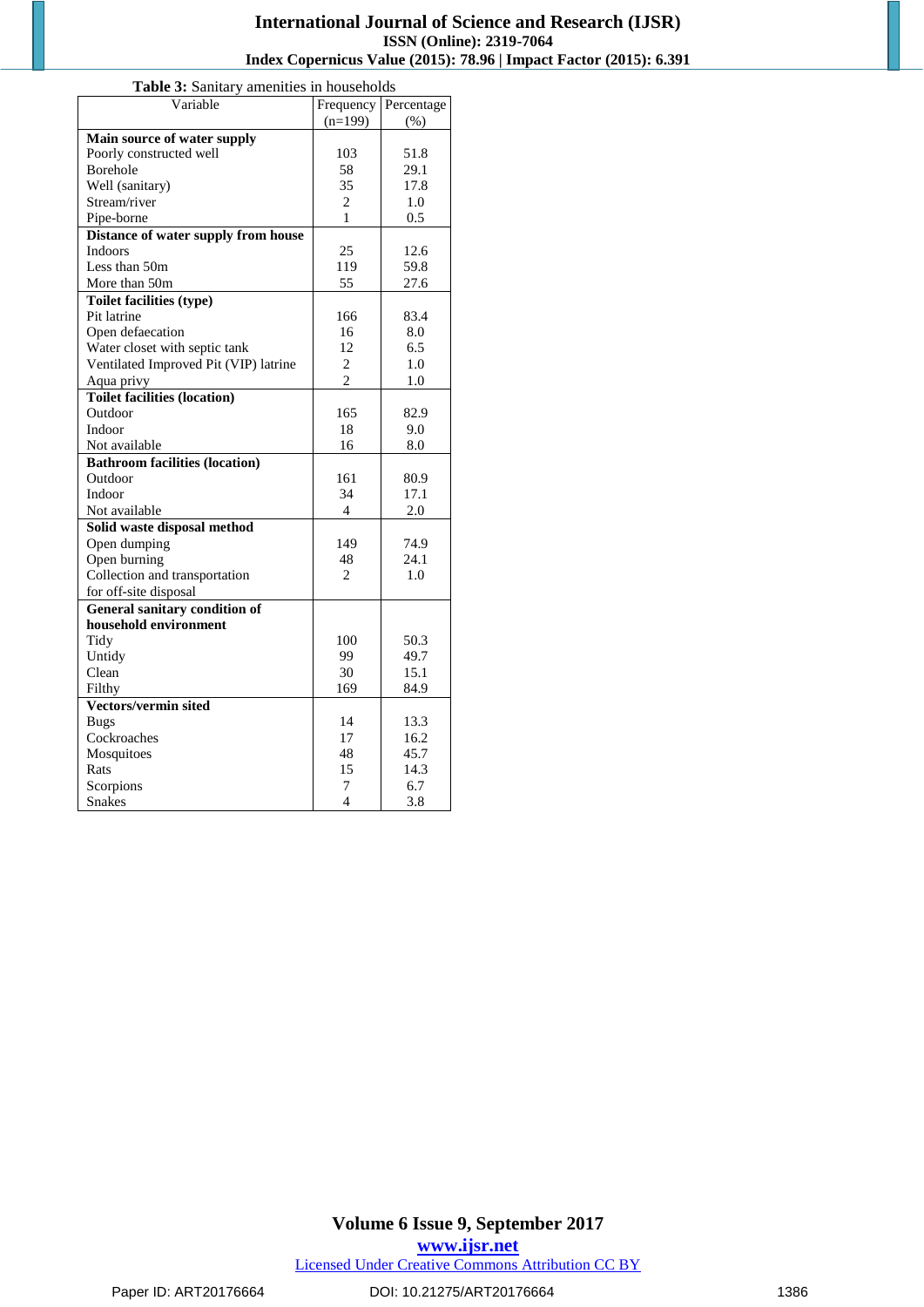**Table 3:** Sanitary amenities in households

| Variable | Frequency (n=199) | Percentage (%) |
|---|---|---|
| **Main source of water supply** | | |
| Poorly constructed well | 103 | 51.8 |
| Borehole | 58 | 29.1 |
| Well (sanitary) | 35 | 17.8 |
| Stream/river | 2 | 1.0 |
| Pipe-borne | 1 | 0.5 |
| **Distance of water supply from house** | | |
| Indoors | 25 | 12.6 |
| Less than 50m | 119 | 59.8 |
| More than 50m | 55 | 27.6 |
| **Toilet facilities (type)** | | |
| Pit latrine | 166 | 83.4 |
| Open defaecation | 16 | 8.0 |
| Water closet with septic tank | 12 | 6.5 |
| Ventilated Improved Pit (VIP) latrine | 2 | 1.0 |
| Aqua privy | 2 | 1.0 |
| **Toilet facilities (location)** | | |
| Outdoor | 165 | 82.9 |
| Indoor | 18 | 9.0 |
| Not available | 16 | 8.0 |
| **Bathroom facilities (location)** | | |
| Outdoor | 161 | 80.9 |
| Indoor | 34 | 17.1 |
| Not available | 4 | 2.0 |
| **Solid waste disposal method** | | |
| Open dumping | 149 | 74.9 |
| Open burning | 48 | 24.1 |
| Collection and transportation for off-site disposal | 2 | 1.0 |
| **General sanitary condition of household environment** | | |
| Tidy | 100 | 50.3 |
| Untidy | 99 | 49.7 |
| Clean | 30 | 15.1 |
| Filthy | 169 | 84.9 |
| **Vectors/vermin sited** | | |
| Bugs | 14 | 13.3 |
| Cockroaches | 17 | 16.2 |
| Mosquitoes | 48 | 45.7 |
| Rats | 15 | 14.3 |
| Scorpions | 7 | 6.7 |
| Snakes | 4 | 3.8 |